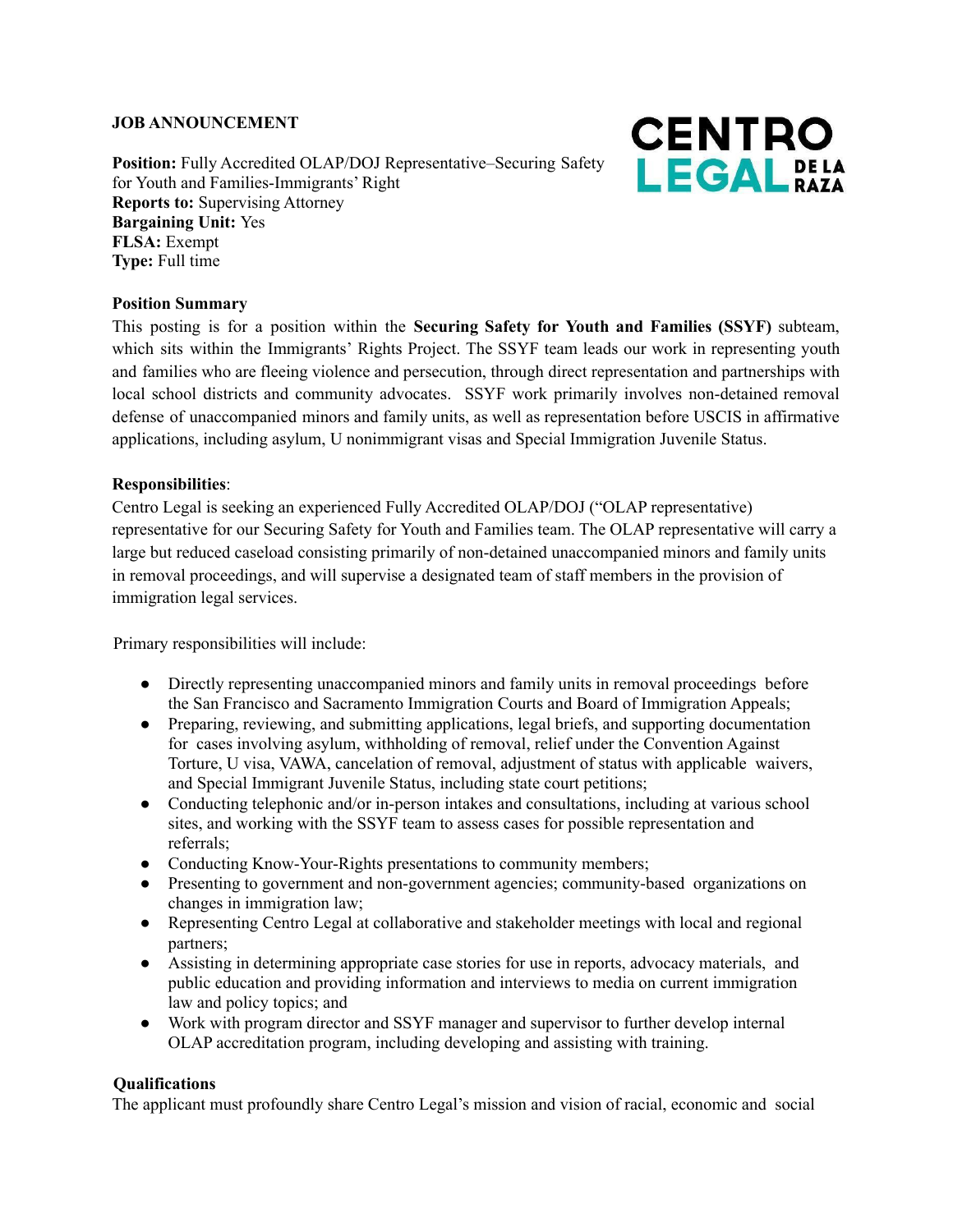**JOB ANNOUNCEMENT**

CENTRO LEGAL DE LA RAZA

**Position:** Fully Accredited OLAP/DOJ Representative–Securing Safety for Youth and Families-Immigrants' Right
**Reports to:** Supervising Attorney
**Bargaining Unit:** Yes
**FLSA:** Exempt
**Type:** Full time

**Position Summary**

This posting is for a position within the **Securing Safety for Youth and Families (SSYF)** subteam, which sits within the Immigrants' Rights Project. The SSYF team leads our work in representing youth and families who are fleeing violence and persecution, through direct representation and partnerships with local school districts and community advocates. SSYF work primarily involves non-detained removal defense of unaccompanied minors and family units, as well as representation before USCIS in affirmative applications, including asylum, U nonimmigrant visas and Special Immigration Juvenile Status.

**Responsibilities**:

Centro Legal is seeking an experienced Fully Accredited OLAP/DOJ ("OLAP representative) representative for our Securing Safety for Youth and Families team. The OLAP representative will carry a large but reduced caseload consisting primarily of non-detained unaccompanied minors and family units in removal proceedings, and will supervise a designated team of staff members in the provision of immigration legal services.

Primary responsibilities will include:

- Directly representing unaccompanied minors and family units in removal proceedings before the San Francisco and Sacramento Immigration Courts and Board of Immigration Appeals;
- Preparing, reviewing, and submitting applications, legal briefs, and supporting documentation for cases involving asylum, withholding of removal, relief under the Convention Against Torture, U visa, VAWA, cancelation of removal, adjustment of status with applicable waivers, and Special Immigrant Juvenile Status, including state court petitions;
- Conducting telephonic and/or in-person intakes and consultations, including at various school sites, and working with the SSYF team to assess cases for possible representation and referrals;
- Conducting Know-Your-Rights presentations to community members;
- Presenting to government and non-government agencies; community-based organizations on changes in immigration law;
- Representing Centro Legal at collaborative and stakeholder meetings with local and regional partners;
- Assisting in determining appropriate case stories for use in reports, advocacy materials, and public education and providing information and interviews to media on current immigration law and policy topics; and
- Work with program director and SSYF manager and supervisor to further develop internal OLAP accreditation program, including developing and assisting with training.

**Qualifications**

The applicant must profoundly share Centro Legal's mission and vision of racial, economic and social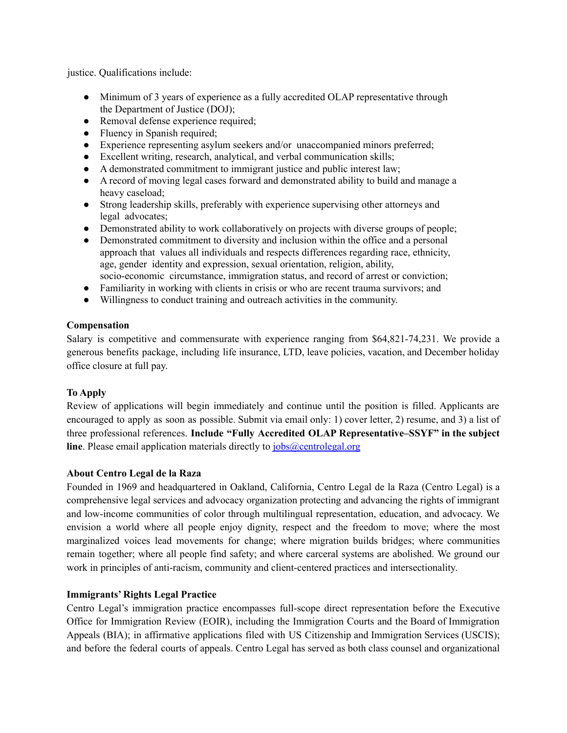justice. Qualifications include:

- Minimum of 3 years of experience as a fully accredited OLAP representative through the Department of Justice (DOJ);
- Removal defense experience required;
- Fluency in Spanish required;
- Experience representing asylum seekers and/or unaccompanied minors preferred;
- Excellent writing, research, analytical, and verbal communication skills;
- A demonstrated commitment to immigrant justice and public interest law;
- A record of moving legal cases forward and demonstrated ability to build and manage a heavy caseload;
- Strong leadership skills, preferably with experience supervising other attorneys and legal advocates;
- Demonstrated ability to work collaboratively on projects with diverse groups of people;
- Demonstrated commitment to diversity and inclusion within the office and a personal approach that values all individuals and respects differences regarding race, ethnicity, age, gender identity and expression, sexual orientation, religion, ability, socio-economic circumstance, immigration status, and record of arrest or conviction;
- Familiarity in working with clients in crisis or who are recent trauma survivors; and
- Willingness to conduct training and outreach activities in the community.

**Compensation**

Salary is competitive and commensurate with experience ranging from $64,821-74,231. We provide a generous benefits package, including life insurance, LTD, leave policies, vacation, and December holiday office closure at full pay.

**To Apply**

Review of applications will begin immediately and continue until the position is filled. Applicants are encouraged to apply as soon as possible. Submit via email only: 1) cover letter, 2) resume, and 3) a list of three professional references. **Include "Fully Accredited OLAP Representative–SSYF" in the subject line**. Please email application materials directly to [jobs@centrolegal.org](mailto:jobs@centrolegal.org)

**About Centro Legal de la Raza**

Founded in 1969 and headquartered in Oakland, California, Centro Legal de la Raza (Centro Legal) is a comprehensive legal services and advocacy organization protecting and advancing the rights of immigrant and low-income communities of color through multilingual representation, education, and advocacy. We envision a world where all people enjoy dignity, respect and the freedom to move; where the most marginalized voices lead movements for change; where migration builds bridges; where communities remain together; where all people find safety; and where carceral systems are abolished. We ground our work in principles of anti-racism, community and client-centered practices and intersectionality.

**Immigrants' Rights Legal Practice**

Centro Legal's immigration practice encompasses full-scope direct representation before the Executive Office for Immigration Review (EOIR), including the Immigration Courts and the Board of Immigration Appeals (BIA); in affirmative applications filed with US Citizenship and Immigration Services (USCIS); and before the federal courts of appeals. Centro Legal has served as both class counsel and organizational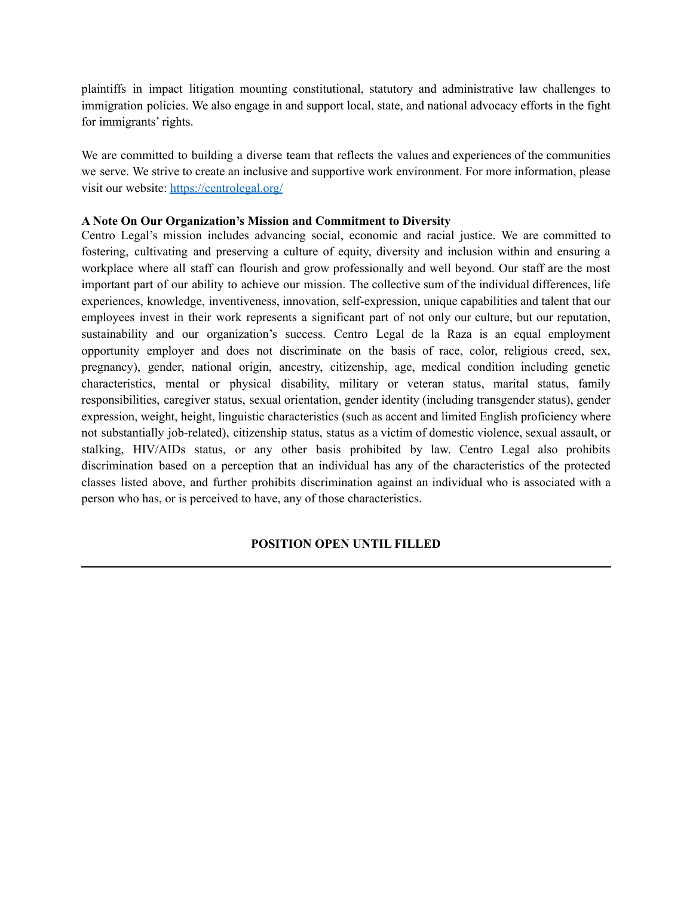plaintiffs in impact litigation mounting constitutional, statutory and administrative law challenges to immigration policies. We also engage in and support local, state, and national advocacy efforts in the fight for immigrants' rights.

We are committed to building a diverse team that reflects the values and experiences of the communities we serve. We strive to create an inclusive and supportive work environment. For more information, please visit our website: [https://centrolegal.org/](https://centrolegal.org/)

**A Note On Our Organization's Mission and Commitment to Diversity**

Centro Legal's mission includes advancing social, economic and racial justice. We are committed to fostering, cultivating and preserving a culture of equity, diversity and inclusion within and ensuring a workplace where all staff can flourish and grow professionally and well beyond. Our staff are the most important part of our ability to achieve our mission. The collective sum of the individual differences, life experiences, knowledge, inventiveness, innovation, self-expression, unique capabilities and talent that our employees invest in their work represents a significant part of not only our culture, but our reputation, sustainability and our organization's success. Centro Legal de la Raza is an equal employment opportunity employer and does not discriminate on the basis of race, color, religious creed, sex, pregnancy), gender, national origin, ancestry, citizenship, age, medical condition including genetic characteristics, mental or physical disability, military or veteran status, marital status, family responsibilities, caregiver status, sexual orientation, gender identity (including transgender status), gender expression, weight, height, linguistic characteristics (such as accent and limited English proficiency where not substantially job-related), citizenship status, status as a victim of domestic violence, sexual assault, or stalking, HIV/AIDs status, or any other basis prohibited by law. Centro Legal also prohibits discrimination based on a perception that an individual has any of the characteristics of the protected classes listed above, and further prohibits discrimination against an individual who is associated with a person who has, or is perceived to have, any of those characteristics.

**POSITION OPEN UNTIL FILLED**

---